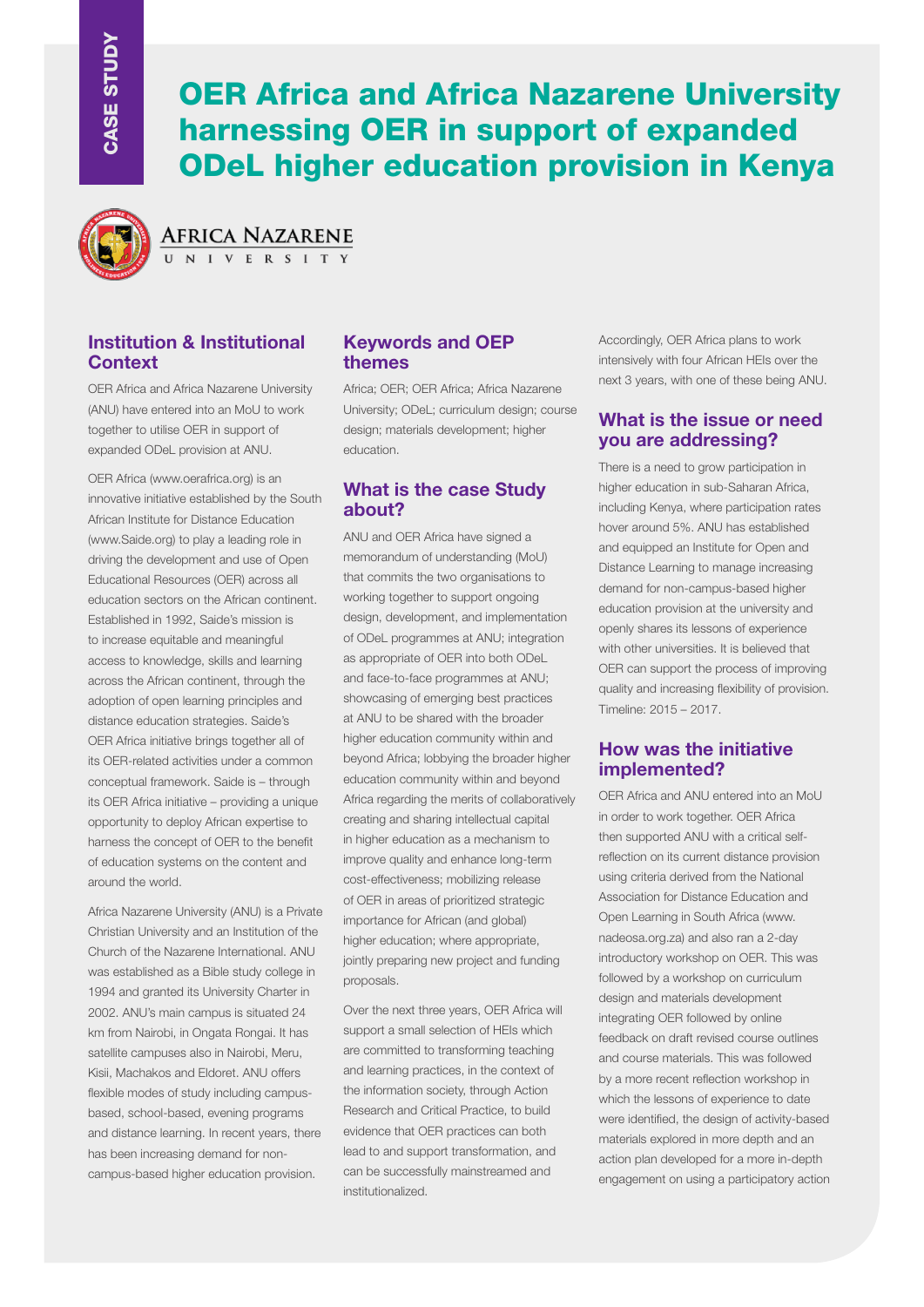CASE STUDY

# OER Africa and Africa Nazarene University harnessing OER in support of expanded ODeL higher education provision in Kenya

AFRICA NAZARENE UNIVERSITY

## Institution & Institutional Context

OER Africa and Africa Nazarene University (ANU) have entered into an MoU to work together to utilise OER in support of expanded ODeL provision at ANU.

OER Africa (www.oerafrica.org) is an innovative initiative established by the South African Institute for Distance Education (www.Saide.org) to play a leading role in driving the development and use of Open Educational Resources (OER) across all education sectors on the African continent. Established in 1992, Saide's mission is to increase equitable and meaningful access to knowledge, skills and learning across the African continent, through the adoption of open learning principles and distance education strategies. Saide's OER Africa initiative brings together all of its OER-related activities under a common conceptual framework. Saide is – through its OER Africa initiative – providing a unique opportunity to deploy African expertise to harness the concept of OER to the benefit of education systems on the content and around the world.

Africa Nazarene University (ANU) is a Private Christian University and an Institution of the Church of the Nazarene International. ANU was established as a Bible study college in 1994 and granted its University Charter in 2002. ANU's main campus is situated 24 km from Nairobi, in Ongata Rongai. It has satellite campuses also in Nairobi, Meru, Kisii, Machakos and Eldoret. ANU offers flexible modes of study including campus-based, school-based, evening programs and distance learning. In recent years, there has been increasing demand for non-campus-based higher education provision.

## Keywords and OEP themes

Africa; OER; OER Africa; Africa Nazarene University; ODeL; curriculum design; course design; materials development; higher education.

## What is the case Study about?

ANU and OER Africa have signed a memorandum of understanding (MoU) that commits the two organisations to working together to support ongoing design, development, and implementation of ODeL programmes at ANU; integration as appropriate of OER into both ODeL and face-to-face programmes at ANU; showcasing of emerging best practices at ANU to be shared with the broader higher education community within and beyond Africa; lobbying the broader higher education community within and beyond Africa regarding the merits of collaboratively creating and sharing intellectual capital in higher education as a mechanism to improve quality and enhance long-term cost-effectiveness; mobilizing release of OER in areas of prioritized strategic importance for African (and global) higher education; where appropriate, jointly preparing new project and funding proposals.

Over the next three years, OER Africa will support a small selection of HEIs which are committed to transforming teaching and learning practices, in the context of the information society, through Action Research and Critical Practice, to build evidence that OER practices can both lead to and support transformation, and can be successfully mainstreamed and institutionalized.

Accordingly, OER Africa plans to work intensively with four African HEIs over the next 3 years, with one of these being ANU.

## What is the issue or need you are addressing?

There is a need to grow participation in higher education in sub-Saharan Africa, including Kenya, where participation rates hover around 5%. ANU has established and equipped an Institute for Open and Distance Learning to manage increasing demand for non-campus-based higher education provision at the university and openly shares its lessons of experience with other universities. It is believed that OER can support the process of improving quality and increasing flexibility of provision. Timeline: 2015 – 2017.

## How was the initiative implemented?

OER Africa and ANU entered into an MoU in order to work together. OER Africa then supported ANU with a critical self-reflection on its current distance provision using criteria derived from the National Association for Distance Education and Open Learning in South Africa (www.nadeosa.org.za) and also ran a 2-day introductory workshop on OER. This was followed by a workshop on curriculum design and materials development integrating OER followed by online feedback on draft revised course outlines and course materials. This was followed by a more recent reflection workshop in which the lessons of experience to date were identified, the design of activity-based materials explored in more depth and an action plan developed for a more in-depth engagement on using a participatory action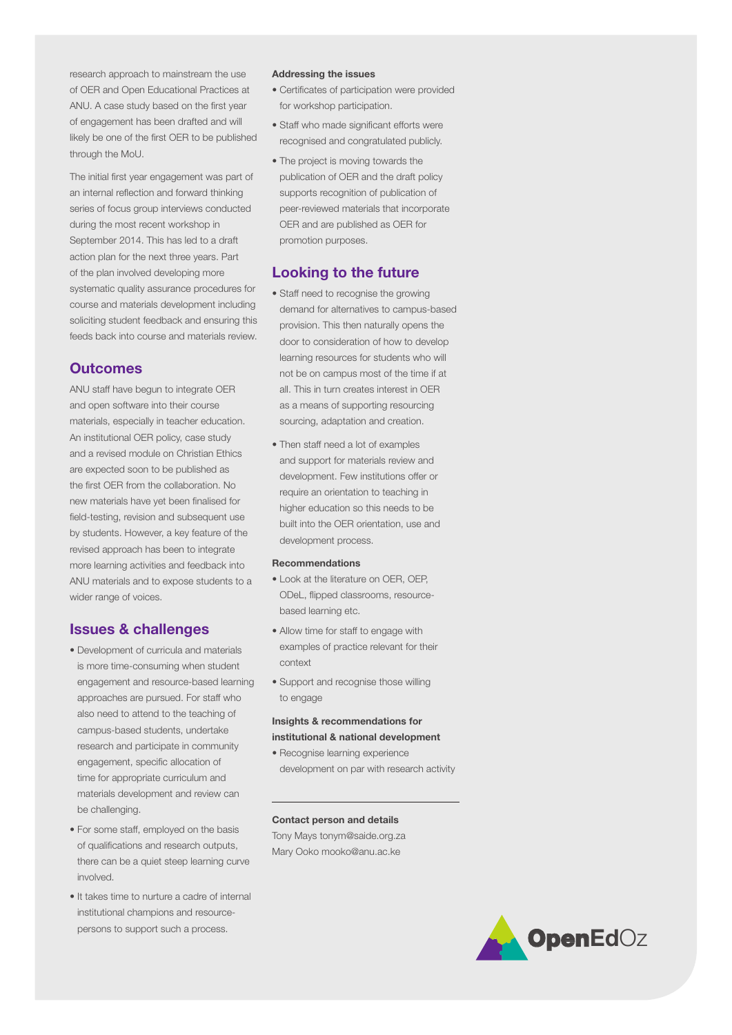research approach to mainstream the use of OER and Open Educational Practices at ANU. A case study based on the first year of engagement has been drafted and will likely be one of the first OER to be published through the MoU.

The initial first year engagement was part of an internal reflection and forward thinking series of focus group interviews conducted during the most recent workshop in September 2014. This has led to a draft action plan for the next three years. Part of the plan involved developing more systematic quality assurance procedures for course and materials development including soliciting student feedback and ensuring this feeds back into course and materials review.

## Outcomes

ANU staff have begun to integrate OER and open software into their course materials, especially in teacher education. An institutional OER policy, case study and a revised module on Christian Ethics are expected soon to be published as the first OER from the collaboration. No new materials have yet been finalised for field-testing, revision and subsequent use by students. However, a key feature of the revised approach has been to integrate more learning activities and feedback into ANU materials and to expose students to a wider range of voices.

## Issues & challenges

- Development of curricula and materials is more time-consuming when student engagement and resource-based learning approaches are pursued. For staff who also need to attend to the teaching of campus-based students, undertake research and participate in community engagement, specific allocation of time for appropriate curriculum and materials development and review can be challenging.
- For some staff, employed on the basis of qualifications and research outputs, there can be a quiet steep learning curve involved.
- It takes time to nurture a cadre of internal institutional champions and resource-persons to support such a process.

**Addressing the issues**

- Certificates of participation were provided for workshop participation.
- Staff who made significant efforts were recognised and congratulated publicly.
- The project is moving towards the publication of OER and the draft policy supports recognition of publication of peer-reviewed materials that incorporate OER and are published as OER for promotion purposes.

## Looking to the future

- Staff need to recognise the growing demand for alternatives to campus-based provision. This then naturally opens the door to consideration of how to develop learning resources for students who will not be on campus most of the time if at all. This in turn creates interest in OER as a means of supporting resourcing sourcing, adaptation and creation.
- Then staff need a lot of examples and support for materials review and development. Few institutions offer or require an orientation to teaching in higher education so this needs to be built into the OER orientation, use and development process.

**Recommendations**

- Look at the literature on OER, OEP, ODeL, flipped classrooms, resource-based learning etc.
- Allow time for staff to engage with examples of practice relevant for their context
- Support and recognise those willing to engage

**Insights & recommendations for institutional & national development**

- Recognise learning experience development on par with research activity

---

**Contact person and details**

Tony Mays tonym@saide.org.za
Mary Ooko mooko@anu.ac.ke

OpenEdOz